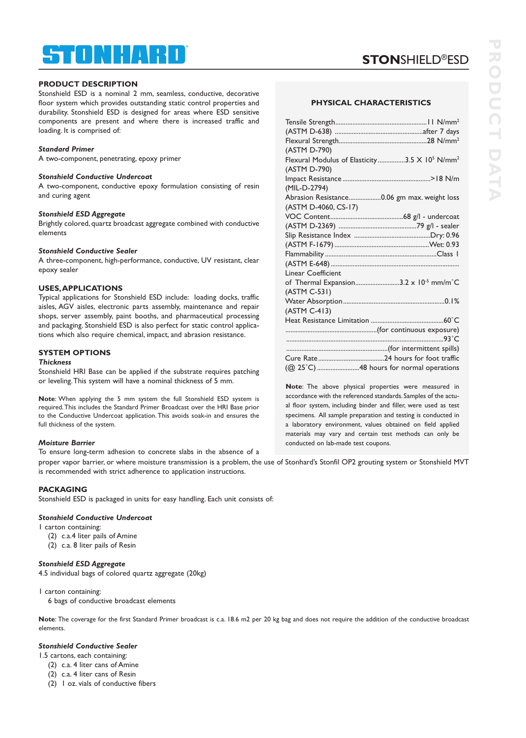# STONHARD

## STONSHIELD®ESD

## PRODUCT DESCRIPTION

Stonshield ESD is a nominal 2 mm, seamless, conductive, decorative floor system which provides outstanding static control properties and durability. Stonshield ESD is designed for areas where ESD sensitive components are present and where there is increased traffic and loading. It is comprised of:

***Standard Primer***

A two-component, penetrating, epoxy primer

***Stonshield Conductive Undercoat***

A two-component, conductive epoxy formulation consisting of resin and curing agent

***Stonshield ESD Aggregate***

Brightly colored, quartz broadcast aggregate combined with conductive elements

***Stonshield Conductive Sealer***

A three-component, high-performance, conductive, UV resistant, clear epoxy sealer

## USES, APPLICATIONS

Typical applications for Stonshield ESD include: loading docks, traffic aisles, AGV aisles, electronic parts assembly, maintenance and repair shops, server assembly, paint booths, and pharmaceutical processing and packaging. Stonshield ESD is also perfect for static control applications which also require chemical, impact, and abrasion resistance.

## SYSTEM OPTIONS

***Thickness***

Stonshield HRI Base can be applied if the substrate requires patching or leveling. This system will have a nominal thickness of 5 mm.

**Note**: When applying the 5 mm system the full Stonshield ESD system is required. This includes the Standard Primer Broadcast over the HRI Base prior to the Conductive Undercoat application. This avoids soak-in and ensures the full thickness of the system.

***Moisture Barrier***

To ensure long-term adhesion to concrete slabs in the absence of a proper vapor barrier, or where moisture transmission is a problem, the use of Stonhard's Stonfil OP2 grouting system or Stonshield MVT is recommended with strict adherence to application instructions.

## PHYSICAL CHARACTERISTICS

| Property | Value |
|---|---|
| Tensile Strength (ASTM D-638) | 11 N/mm² after 7 days |
| Flexural Strength (ASTM D-790) | 28 N/mm² |
| Flexural Modulus of Elasticity (ASTM D-790) | $3.5 \times 10^5$ N/mm² |
| Impact Resistance (MIL-D-2794) | >18 N/m |
| Abrasion Resistance (ASTM D-4060, CS-17) | 0.06 gm max. weight loss |
| VOC Content (ASTM D-2369) | 68 g/l - undercoat; 79 g/l - sealer |
| Slip Resistance Index (ASTM F-1679) | Dry: 0.96; Wet: 0.93 |
| Flammability (ASTM E-648) | Class I |
| Linear Coefficient of Thermal Expansion (ASTM C-531) | $3.2 \times 10^{-5}$ mm/m°C |
| Water Absorption (ASTM C-413) | 0.1% |
| Heat Resistance Limitation | 60°C (for continuous exposure); 93°C (for intermittent spills) |
| Cure Rate (@ 25°C) | 24 hours for foot traffic; 48 hours for normal operations |

**Note**: The above physical properties were measured in accordance with the referenced standards. Samples of the actual floor system, including binder and filler, were used as test specimens. All sample preparation and testing is conducted in a laboratory environment, values obtained on field applied materials may vary and certain test methods can only be conducted on lab-made test coupons.

## PACKAGING

Stonshield ESD is packaged in units for easy handling. Each unit consists of:

***Stonshield Conductive Undercoat***

1 carton containing:
- (2) c.a.4 liter pails of Amine
- (2) c.a. 8 liter pails of Resin

***Stonshield ESD Aggregate***

4.5 individual bags of colored quartz aggregate (20kg)

1 carton containing:
- 6 bags of conductive broadcast elements

**Note**: The coverage for the first Standard Primer broadcast is c.a. 18.6 m2 per 20 kg bag and does not require the addition of the conductive broadcast elements.

***Stonshield Conductive Sealer***

1.5 cartons, each containing:
- (2) c.a. 4 liter cans of Amine
- (2) c.a. 4 liter cans of Resin
- (2) 1 oz. vials of conductive fibers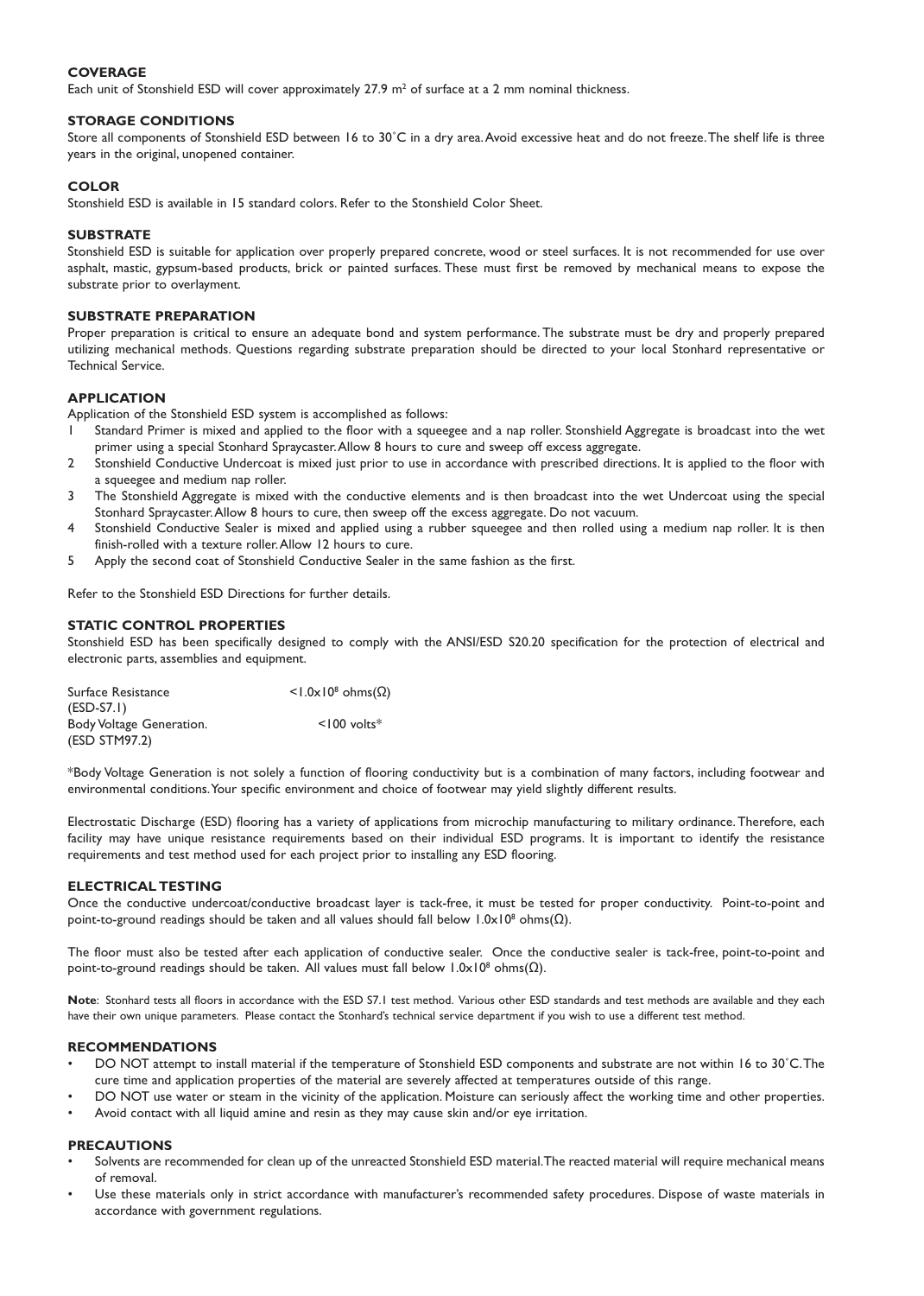## COVERAGE

Each unit of Stonshield ESD will cover approximately 27.9 $m^2$ of surface at a 2 mm nominal thickness.

## STORAGE CONDITIONS

Store all components of Stonshield ESD between 16 to 30˚C in a dry area. Avoid excessive heat and do not freeze. The shelf life is three years in the original, unopened container.

## COLOR

Stonshield ESD is available in 15 standard colors. Refer to the Stonshield Color Sheet.

## SUBSTRATE

Stonshield ESD is suitable for application over properly prepared concrete, wood or steel surfaces. It is not recommended for use over asphalt, mastic, gypsum-based products, brick or painted surfaces. These must first be removed by mechanical means to expose the substrate prior to overlayment.

## SUBSTRATE PREPARATION

Proper preparation is critical to ensure an adequate bond and system performance. The substrate must be dry and properly prepared utilizing mechanical methods. Questions regarding substrate preparation should be directed to your local Stonhard representative or Technical Service.

## APPLICATION

Application of the Stonshield ESD system is accomplished as follows:

1. Standard Primer is mixed and applied to the floor with a squeegee and a nap roller. Stonshield Aggregate is broadcast into the wet primer using a special Stonhard Spraycaster. Allow 8 hours to cure and sweep off excess aggregate.
2. Stonshield Conductive Undercoat is mixed just prior to use in accordance with prescribed directions. It is applied to the floor with a squeegee and medium nap roller.
3. The Stonshield Aggregate is mixed with the conductive elements and is then broadcast into the wet Undercoat using the special Stonhard Spraycaster. Allow 8 hours to cure, then sweep off the excess aggregate. Do not vacuum.
4. Stonshield Conductive Sealer is mixed and applied using a rubber squeegee and then rolled using a medium nap roller. It is then finish-rolled with a texture roller. Allow 12 hours to cure.
5. Apply the second coat of Stonshield Conductive Sealer in the same fashion as the first.

Refer to the Stonshield ESD Directions for further details.

## STATIC CONTROL PROPERTIES

Stonshield ESD has been specifically designed to comply with the ANSI/ESD S20.20 specification for the protection of electrical and electronic parts, assemblies and equipment.

| | |
|---|---|
| Surface Resistance (ESD-S7.1) | $<1.0\text{x}10^8$ ohms(Ω) |
| Body Voltage Generation. (ESD STM97.2) | <100 volts* |

*Body Voltage Generation is not solely a function of flooring conductivity but is a combination of many factors, including footwear and environmental conditions. Your specific environment and choice of footwear may yield slightly different results.

Electrostatic Discharge (ESD) flooring has a variety of applications from microchip manufacturing to military ordinance. Therefore, each facility may have unique resistance requirements based on their individual ESD programs. It is important to identify the resistance requirements and test method used for each project prior to installing any ESD flooring.

## ELECTRICAL TESTING

Once the conductive undercoat/conductive broadcast layer is tack-free, it must be tested for proper conductivity. Point-to-point and point-to-ground readings should be taken and all values should fall below $1.0\text{x}10^8$ ohms(Ω).

The floor must also be tested after each application of conductive sealer. Once the conductive sealer is tack-free, point-to-point and point-to-ground readings should be taken. All values must fall below $1.0\text{x}10^8$ ohms(Ω).

**Note**: Stonhard tests all floors in accordance with the ESD S7.1 test method. Various other ESD standards and test methods are available and they each have their own unique parameters. Please contact the Stonhard's technical service department if you wish to use a different test method.

## RECOMMENDATIONS

- DO NOT attempt to install material if the temperature of Stonshield ESD components and substrate are not within 16 to 30˚C. The cure time and application properties of the material are severely affected at temperatures outside of this range.
- DO NOT use water or steam in the vicinity of the application. Moisture can seriously affect the working time and other properties.
- Avoid contact with all liquid amine and resin as they may cause skin and/or eye irritation.

## PRECAUTIONS

- Solvents are recommended for clean up of the unreacted Stonshield ESD material. The reacted material will require mechanical means of removal.
- Use these materials only in strict accordance with manufacturer's recommended safety procedures. Dispose of waste materials in accordance with government regulations.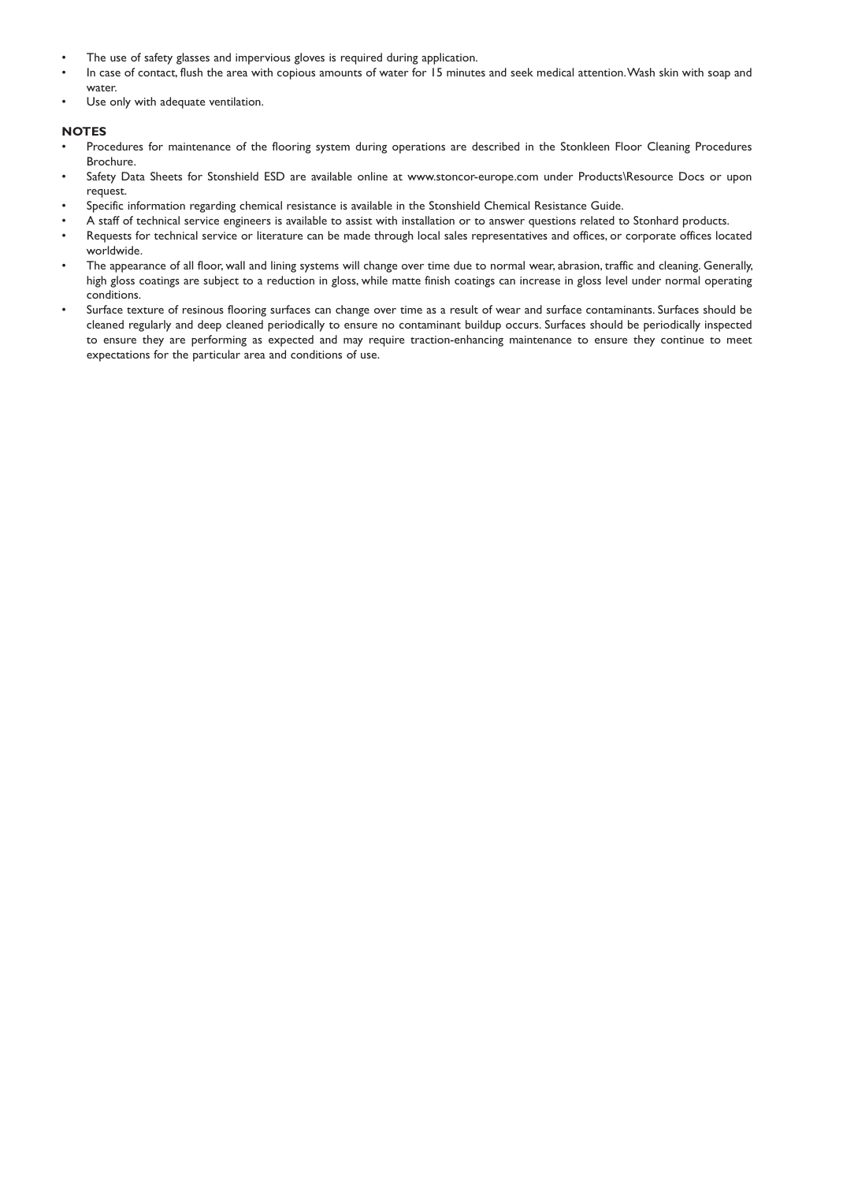- The use of safety glasses and impervious gloves is required during application.
- In case of contact, flush the area with copious amounts of water for 15 minutes and seek medical attention. Wash skin with soap and water.
- Use only with adequate ventilation.

**NOTES**

- Procedures for maintenance of the flooring system during operations are described in the Stonkleen Floor Cleaning Procedures Brochure.
- Safety Data Sheets for Stonshield ESD are available online at www.stoncor-europe.com under Products\Resource Docs or upon request.
- Specific information regarding chemical resistance is available in the Stonshield Chemical Resistance Guide.
- A staff of technical service engineers is available to assist with installation or to answer questions related to Stonhard products.
- Requests for technical service or literature can be made through local sales representatives and offices, or corporate offices located worldwide.
- The appearance of all floor, wall and lining systems will change over time due to normal wear, abrasion, traffic and cleaning. Generally, high gloss coatings are subject to a reduction in gloss, while matte finish coatings can increase in gloss level under normal operating conditions.
- Surface texture of resinous flooring surfaces can change over time as a result of wear and surface contaminants. Surfaces should be cleaned regularly and deep cleaned periodically to ensure no contaminant buildup occurs. Surfaces should be periodically inspected to ensure they are performing as expected and may require traction-enhancing maintenance to ensure they continue to meet expectations for the particular area and conditions of use.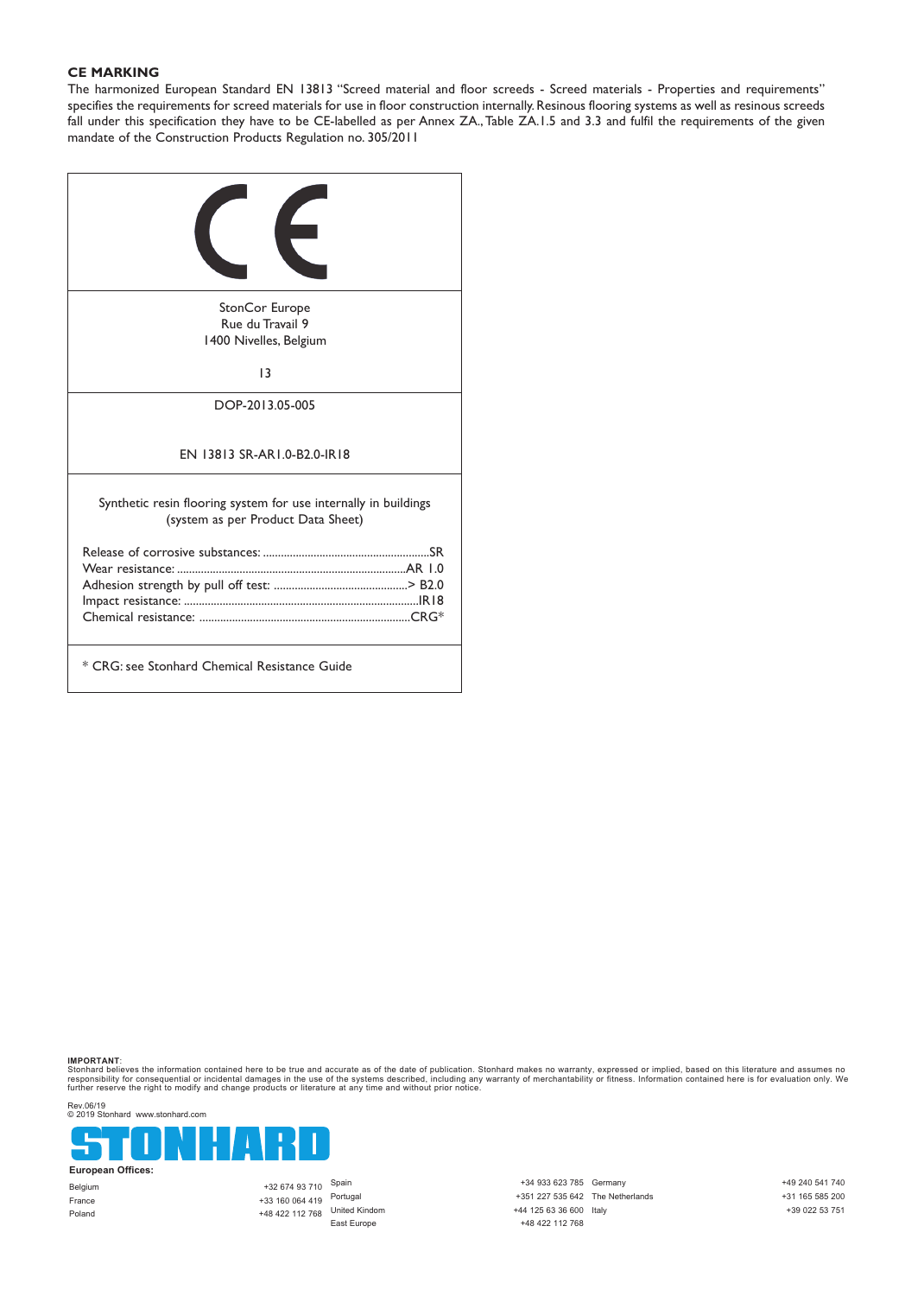## CE MARKING

The harmonized European Standard EN 13813 "Screed material and floor screeds - Screed materials - Properties and requirements" specifies the requirements for screed materials for use in floor construction internally. Resinous flooring systems as well as resinous screeds fall under this specification they have to be CE-labelled as per Annex ZA., Table ZA.1.5 and 3.3 and fulfil the requirements of the given mandate of the Construction Products Regulation no. 305/2011

CE

StonCor Europe
Rue du Travail 9
1400 Nivelles, Belgium

13

DOP-2013.05-005

EN 13813 SR-AR1.0-B2.0-IR18

Synthetic resin flooring system for use internally in buildings
(system as per Product Data Sheet)

Release of corrosive substances: ........................................................SR
Wear resistance: ..............................................................................AR 1.0
Adhesion strength by pull off test: .............................................> B2.0
Impact resistance: ................................................................................IR18
Chemical resistance: ........................................................................CRG*

\* CRG: see Stonhard Chemical Resistance Guide

**IMPORTANT**:
Stonhard believes the information contained here to be true and accurate as of the date of publication. Stonhard makes no warranty, expressed or implied, based on this literature and assumes no responsibility for consequential or incidental damages in the use of the systems described, including any warranty of merchantability or fitness. Information contained here is for evaluation only. We further reserve the right to modify and change products or literature at any time and without prior notice.

Rev.06/19
© 2019 Stonhard www.stonhard.com

STONHARD

**European Offices:**

| | | | | | |
|---|---|---|---|---|---|
| Belgium | +32 674 93 710 | Spain | +34 933 623 785 | Germany | +49 240 541 740 |
| France | +33 160 064 419 | Portugal | +351 227 535 642 | The Netherlands | +31 165 585 200 |
| Poland | +48 422 112 768 | United Kindom | +44 125 63 36 600 | Italy | +39 022 53 751 |
| | | East Europe | +48 422 112 768 | | |